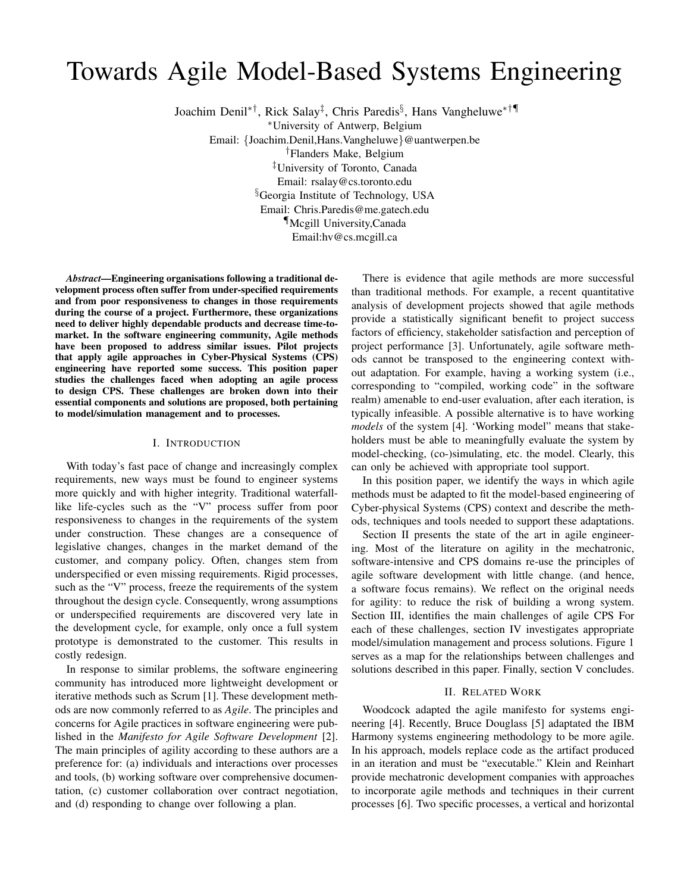# Towards Agile Model-Based Systems Engineering

Joachim Denil*†, Rick Salay‡, Chris Paredis§, Hans Vangheluwe*†¶

*University of Antwerp, Belgium
Email: {Joachim.Denil,Hans.Vangheluwe}@uantwerpen.be
†Flanders Make, Belgium
‡University of Toronto, Canada
Email: rsalay@cs.toronto.edu
§Georgia Institute of Technology, USA
Email: Chris.Paredis@me.gatech.edu
¶Mcgill University,Canada
Email:hv@cs.mcgill.ca

***Abstract*—Engineering organisations following a traditional development process often suffer from under-specified requirements and from poor responsiveness to changes in those requirements during the course of a project. Furthermore, these organizations need to deliver highly dependable products and decrease time-to-market. In the software engineering community, Agile methods have been proposed to address similar issues. Pilot projects that apply agile approaches in Cyber-Physical Systems (CPS) engineering have reported some success. This position paper studies the challenges faced when adopting an agile process to design CPS. These challenges are broken down into their essential components and solutions are proposed, both pertaining to model/simulation management and to processes.**

## I. Introduction

With today's fast pace of change and increasingly complex requirements, new ways must be found to engineer systems more quickly and with higher integrity. Traditional waterfall-like life-cycles such as the "V" process suffer from poor responsiveness to changes in the requirements of the system under construction. These changes are a consequence of legislative changes, changes in the market demand of the customer, and company policy. Often, changes stem from underspecified or even missing requirements. Rigid processes, such as the "V" process, freeze the requirements of the system throughout the design cycle. Consequently, wrong assumptions or underspecified requirements are discovered very late in the development cycle, for example, only once a full system prototype is demonstrated to the customer. This results in costly redesign.

In response to similar problems, the software engineering community has introduced more lightweight development or iterative methods such as Scrum [1]. These development methods are now commonly referred to as *Agile*. The principles and concerns for Agile practices in software engineering were published in the *Manifesto for Agile Software Development* [2]. The main principles of agility according to these authors are a preference for: (a) individuals and interactions over processes and tools, (b) working software over comprehensive documentation, (c) customer collaboration over contract negotiation, and (d) responding to change over following a plan.

There is evidence that agile methods are more successful than traditional methods. For example, a recent quantitative analysis of development projects showed that agile methods provide a statistically significant benefit to project success factors of efficiency, stakeholder satisfaction and perception of project performance [3]. Unfortunately, agile software methods cannot be transposed to the engineering context without adaptation. For example, having a working system (i.e., corresponding to "compiled, working code" in the software realm) amenable to end-user evaluation, after each iteration, is typically infeasible. A possible alternative is to have working *models* of the system [4]. 'Working model" means that stakeholders must be able to meaningfully evaluate the system by model-checking, (co-)simulating, etc. the model. Clearly, this can only be achieved with appropriate tool support.

In this position paper, we identify the ways in which agile methods must be adapted to fit the model-based engineering of Cyber-physical Systems (CPS) context and describe the methods, techniques and tools needed to support these adaptations.

Section II presents the state of the art in agile engineering. Most of the literature on agility in the mechatronic, software-intensive and CPS domains re-use the principles of agile software development with little change. (and hence, a software focus remains). We reflect on the original needs for agility: to reduce the risk of building a wrong system. Section III, identifies the main challenges of agile CPS For each of these challenges, section IV investigates appropriate model/simulation management and process solutions. Figure 1 serves as a map for the relationships between challenges and solutions described in this paper. Finally, section V concludes.

## II. Related Work

Woodcock adapted the agile manifesto for systems engineering [4]. Recently, Bruce Douglass [5] adaptated the IBM Harmony systems engineering methodology to be more agile. In his approach, models replace code as the artifact produced in an iteration and must be "executable." Klein and Reinhart provide mechatronic development companies with approaches to incorporate agile methods and techniques in their current processes [6]. Two specific processes, a vertical and horizontal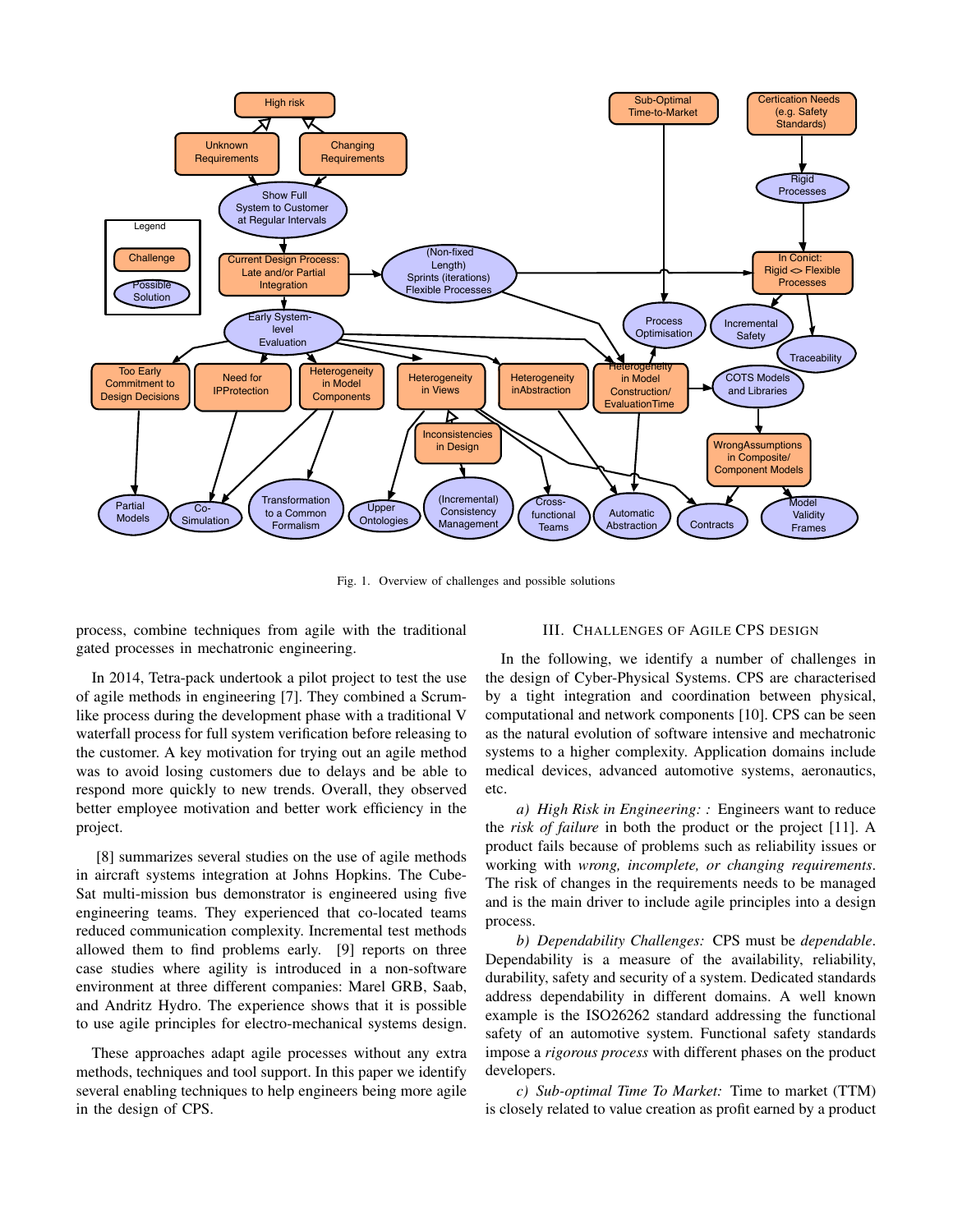Fig. 1. Overview of challenges and possible solutions

process, combine techniques from agile with the traditional gated processes in mechatronic engineering.

In 2014, Tetra-pack undertook a pilot project to test the use of agile methods in engineering [7]. They combined a Scrum-like process during the development phase with a traditional V waterfall process for full system verification before releasing to the customer. A key motivation for trying out an agile method was to avoid losing customers due to delays and be able to respond more quickly to new trends. Overall, they observed better employee motivation and better work efficiency in the project.

[8] summarizes several studies on the use of agile methods in aircraft systems integration at Johns Hopkins. The CubeSat multi-mission bus demonstrator is engineered using five engineering teams. They experienced that co-located teams reduced communication complexity. Incremental test methods allowed them to find problems early. [9] reports on three case studies where agility is introduced in a non-software environment at three different companies: Marel GRB, Saab, and Andritz Hydro. The experience shows that it is possible to use agile principles for electro-mechanical systems design.

These approaches adapt agile processes without any extra methods, techniques and tool support. In this paper we identify several enabling techniques to help engineers being more agile in the design of CPS.

## III. Challenges of Agile CPS Design

In the following, we identify a number of challenges in the design of Cyber-Physical Systems. CPS are characterised by a tight integration and coordination between physical, computational and network components [10]. CPS can be seen as the natural evolution of software intensive and mechatronic systems to a higher complexity. Application domains include medical devices, advanced automotive systems, aeronautics, etc.

*a) High Risk in Engineering: :* Engineers want to reduce the *risk of failure* in both the product or the project [11]. A product fails because of problems such as reliability issues or working with *wrong, incomplete, or changing requirements*. The risk of changes in the requirements needs to be managed and is the main driver to include agile principles into a design process.

*b) Dependability Challenges:* CPS must be *dependable*. Dependability is a measure of the availability, reliability, durability, safety and security of a system. Dedicated standards address dependability in different domains. A well known example is the ISO26262 standard addressing the functional safety of an automotive system. Functional safety standards impose a *rigorous process* with different phases on the product developers.

*c) Sub-optimal Time To Market:* Time to market (TTM) is closely related to value creation as profit earned by a product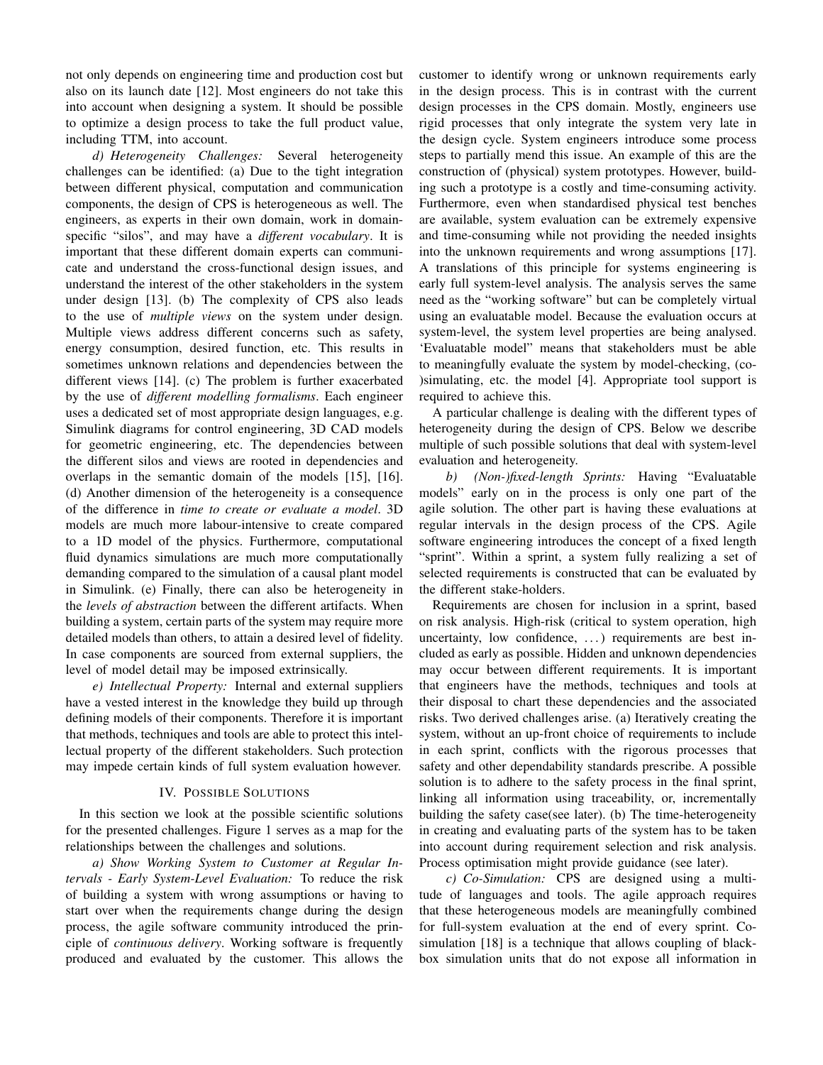not only depends on engineering time and production cost but also on its launch date [12]. Most engineers do not take this into account when designing a system. It should be possible to optimize a design process to take the full product value, including TTM, into account.

*d) Heterogeneity Challenges:* Several heterogeneity challenges can be identified: (a) Due to the tight integration between different physical, computation and communication components, the design of CPS is heterogeneous as well. The engineers, as experts in their own domain, work in domain-specific "silos", and may have a *different vocabulary*. It is important that these different domain experts can communicate and understand the cross-functional design issues, and understand the interest of the other stakeholders in the system under design [13]. (b) The complexity of CPS also leads to the use of *multiple views* on the system under design. Multiple views address different concerns such as safety, energy consumption, desired function, etc. This results in sometimes unknown relations and dependencies between the different views [14]. (c) The problem is further exacerbated by the use of *different modelling formalisms*. Each engineer uses a dedicated set of most appropriate design languages, e.g. Simulink diagrams for control engineering, 3D CAD models for geometric engineering, etc. The dependencies between the different silos and views are rooted in dependencies and overlaps in the semantic domain of the models [15], [16]. (d) Another dimension of the heterogeneity is a consequence of the difference in *time to create or evaluate a model*. 3D models are much more labour-intensive to create compared to a 1D model of the physics. Furthermore, computational fluid dynamics simulations are much more computationally demanding compared to the simulation of a causal plant model in Simulink. (e) Finally, there can also be heterogeneity in the *levels of abstraction* between the different artifacts. When building a system, certain parts of the system may require more detailed models than others, to attain a desired level of fidelity. In case components are sourced from external suppliers, the level of model detail may be imposed extrinsically.

*e) Intellectual Property:* Internal and external suppliers have a vested interest in the knowledge they build up through defining models of their components. Therefore it is important that methods, techniques and tools are able to protect this intellectual property of the different stakeholders. Such protection may impede certain kinds of full system evaluation however.

## IV. Possible Solutions

In this section we look at the possible scientific solutions for the presented challenges. Figure 1 serves as a map for the relationships between the challenges and solutions.

*a) Show Working System to Customer at Regular Intervals - Early System-Level Evaluation:* To reduce the risk of building a system with wrong assumptions or having to start over when the requirements change during the design process, the agile software community introduced the principle of *continuous delivery*. Working software is frequently produced and evaluated by the customer. This allows the customer to identify wrong or unknown requirements early in the design process. This is in contrast with the current design processes in the CPS domain. Mostly, engineers use rigid processes that only integrate the system very late in the design cycle. System engineers introduce some process steps to partially mend this issue. An example of this are the construction of (physical) system prototypes. However, building such a prototype is a costly and time-consuming activity. Furthermore, even when standardised physical test benches are available, system evaluation can be extremely expensive and time-consuming while not providing the needed insights into the unknown requirements and wrong assumptions [17]. A translations of this principle for systems engineering is early full system-level analysis. The analysis serves the same need as the "working software" but can be completely virtual using an evaluatable model. Because the evaluation occurs at system-level, the system level properties are being analysed. 'Evaluatable model" means that stakeholders must be able to meaningfully evaluate the system by model-checking, (co-)simulating, etc. the model [4]. Appropriate tool support is required to achieve this.

A particular challenge is dealing with the different types of heterogeneity during the design of CPS. Below we describe multiple of such possible solutions that deal with system-level evaluation and heterogeneity.

*b) (Non-)fixed-length Sprints:* Having "Evaluatable models" early on in the process is only one part of the agile solution. The other part is having these evaluations at regular intervals in the design process of the CPS. Agile software engineering introduces the concept of a fixed length "sprint". Within a sprint, a system fully realizing a set of selected requirements is constructed that can be evaluated by the different stake-holders.

Requirements are chosen for inclusion in a sprint, based on risk analysis. High-risk (critical to system operation, high uncertainty, low confidence, ...) requirements are best included as early as possible. Hidden and unknown dependencies may occur between different requirements. It is important that engineers have the methods, techniques and tools at their disposal to chart these dependencies and the associated risks. Two derived challenges arise. (a) Iteratively creating the system, without an up-front choice of requirements to include in each sprint, conflicts with the rigorous processes that safety and other dependability standards prescribe. A possible solution is to adhere to the safety process in the final sprint, linking all information using traceability, or, incrementally building the safety case(see later). (b) The time-heterogeneity in creating and evaluating parts of the system has to be taken into account during requirement selection and risk analysis. Process optimisation might provide guidance (see later).

*c) Co-Simulation:* CPS are designed using a multitude of languages and tools. The agile approach requires that these heterogeneous models are meaningfully combined for full-system evaluation at the end of every sprint. Co-simulation [18] is a technique that allows coupling of black-box simulation units that do not expose all information in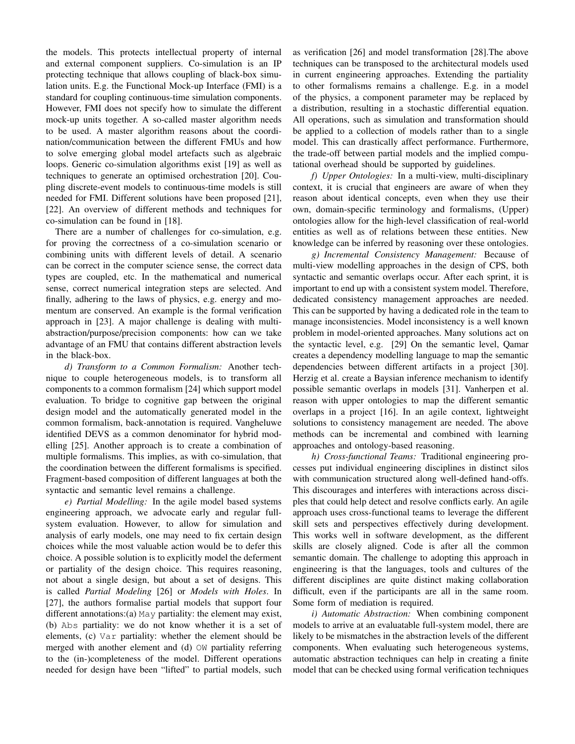the models. This protects intellectual property of internal and external component suppliers. Co-simulation is an IP protecting technique that allows coupling of black-box simulation units. E.g. the Functional Mock-up Interface (FMI) is a standard for coupling continuous-time simulation components. However, FMI does not specify how to simulate the different mock-up units together. A so-called master algorithm needs to be used. A master algorithm reasons about the coordination/communication between the different FMUs and how to solve emerging global model artefacts such as algebraic loops. Generic co-simulation algorithms exist [19] as well as techniques to generate an optimised orchestration [20]. Coupling discrete-event models to continuous-time models is still needed for FMI. Different solutions have been proposed [21], [22]. An overview of different methods and techniques for co-simulation can be found in [18].

There are a number of challenges for co-simulation, e.g. for proving the correctness of a co-simulation scenario or combining units with different levels of detail. A scenario can be correct in the computer science sense, the correct data types are coupled, etc. In the mathematical and numerical sense, correct numerical integration steps are selected. And finally, adhering to the laws of physics, e.g. energy and momentum are conserved. An example is the formal verification approach in [23]. A major challenge is dealing with multi-abstraction/purpose/precision components: how can we take advantage of an FMU that contains different abstraction levels in the black-box.

*d) Transform to a Common Formalism:* Another technique to couple heterogeneous models, is to transform all components to a common formalism [24] which support model evaluation. To bridge to cognitive gap between the original design model and the automatically generated model in the common formalism, back-annotation is required. Vangheluwe identified DEVS as a common denominator for hybrid modelling [25]. Another approach is to create a combination of multiple formalisms. This implies, as with co-simulation, that the coordination between the different formalisms is specified. Fragment-based composition of different languages at both the syntactic and semantic level remains a challenge.

*e) Partial Modelling:* In the agile model based systems engineering approach, we advocate early and regular full-system evaluation. However, to allow for simulation and analysis of early models, one may need to fix certain design choices while the most valuable action would be to defer this choice. A possible solution is to explicitly model the deferment or partiality of the design choice. This requires reasoning, not about a single design, but about a set of designs. This is called *Partial Modeling* [26] or *Models with Holes*. In [27], the authors formalise partial models that support four different annotations:(a) `May` partiality: the element may exist, (b) `Abs` partiality: we do not know whether it is a set of elements, (c) `Var` partiality: whether the element should be merged with another element and (d) `OW` partiality referring to the (in-)completeness of the model. Different operations needed for design have been "lifted" to partial models, such as verification [26] and model transformation [28].The above techniques can be transposed to the architectural models used in current engineering approaches. Extending the partiality to other formalisms remains a challenge. E.g. in a model of the physics, a component parameter may be replaced by a distribution, resulting in a stochastic differential equation. All operations, such as simulation and transformation should be applied to a collection of models rather than to a single model. This can drastically affect performance. Furthermore, the trade-off between partial models and the implied computational overhead should be supported by guidelines.

*f) Upper Ontologies:* In a multi-view, multi-disciplinary context, it is crucial that engineers are aware of when they reason about identical concepts, even when they use their own, domain-specific terminology and formalisms, (Upper) ontologies allow for the high-level classification of real-world entities as well as of relations between these entities. New knowledge can be inferred by reasoning over these ontologies.

*g) Incremental Consistency Management:* Because of multi-view modelling approaches in the design of CPS, both syntactic and semantic overlaps occur. After each sprint, it is important to end up with a consistent system model. Therefore, dedicated consistency management approaches are needed. This can be supported by having a dedicated role in the team to manage inconsistencies. Model inconsistency is a well known problem in model-oriented approaches. Many solutions act on the syntactic level, e.g. [29] On the semantic level, Qamar creates a dependency modelling language to map the semantic dependencies between different artifacts in a project [30]. Herzig et al. create a Baysian inference mechanism to identify possible semantic overlaps in models [31]. Vanherpen et al. reason with upper ontologies to map the different semantic overlaps in a project [16]. In an agile context, lightweight solutions to consistency management are needed. The above methods can be incremental and combined with learning approaches and ontology-based reasoning.

*h) Cross-functional Teams:* Traditional engineering processes put individual engineering disciplines in distinct silos with communication structured along well-defined hand-offs. This discourages and interferes with interactions across disciples that could help detect and resolve conflicts early. An agile approach uses cross-functional teams to leverage the different skill sets and perspectives effectively during development. This works well in software development, as the different skills are closely aligned. Code is after all the common semantic domain. The challenge to adopting this approach in engineering is that the languages, tools and cultures of the different disciplines are quite distinct making collaboration difficult, even if the participants are all in the same room. Some form of mediation is required.

*i) Automatic Abstraction:* When combining component models to arrive at an evaluatable full-system model, there are likely to be mismatches in the abstraction levels of the different components. When evaluating such heterogeneous systems, automatic abstraction techniques can help in creating a finite model that can be checked using formal verification techniques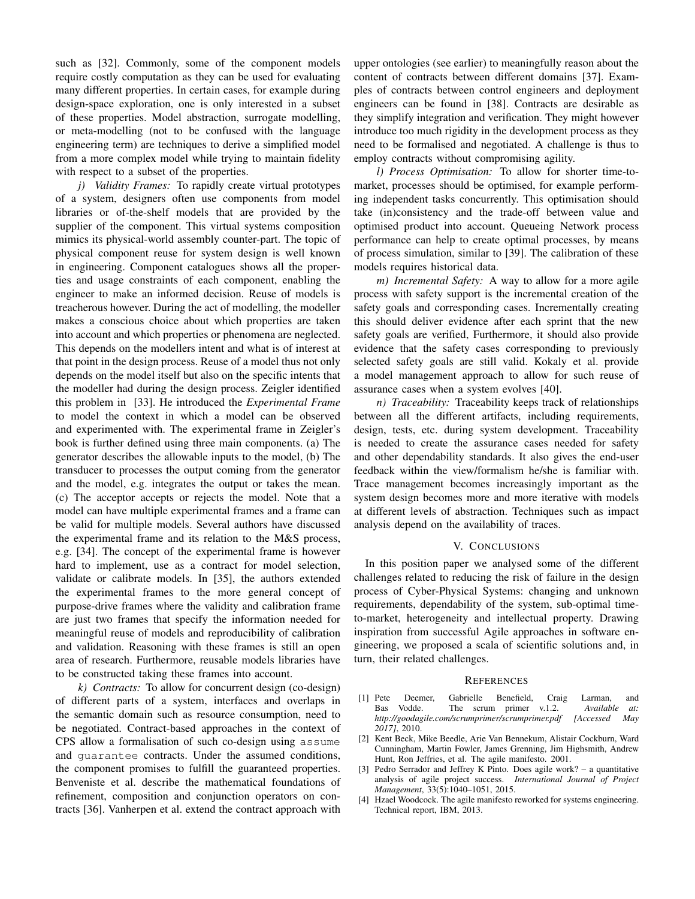such as [32]. Commonly, some of the component models require costly computation as they can be used for evaluating many different properties. In certain cases, for example during design-space exploration, one is only interested in a subset of these properties. Model abstraction, surrogate modelling, or meta-modelling (not to be confused with the language engineering term) are techniques to derive a simplified model from a more complex model while trying to maintain fidelity with respect to a subset of the properties.

*j) Validity Frames:* To rapidly create virtual prototypes of a system, designers often use components from model libraries or of-the-shelf models that are provided by the supplier of the component. This virtual systems composition mimics its physical-world assembly counter-part. The topic of physical component reuse for system design is well known in engineering. Component catalogues shows all the properties and usage constraints of each component, enabling the engineer to make an informed decision. Reuse of models is treacherous however. During the act of modelling, the modeller makes a conscious choice about which properties are taken into account and which properties or phenomena are neglected. This depends on the modellers intent and what is of interest at that point in the design process. Reuse of a model thus not only depends on the model itself but also on the specific intents that the modeller had during the design process. Zeigler identified this problem in [33]. He introduced the *Experimental Frame* to model the context in which a model can be observed and experimented with. The experimental frame in Zeigler's book is further defined using three main components. (a) The generator describes the allowable inputs to the model, (b) The transducer to processes the output coming from the generator and the model, e.g. integrates the output or takes the mean. (c) The acceptor accepts or rejects the model. Note that a model can have multiple experimental frames and a frame can be valid for multiple models. Several authors have discussed the experimental frame and its relation to the M&S process, e.g. [34]. The concept of the experimental frame is however hard to implement, use as a contract for model selection, validate or calibrate models. In [35], the authors extended the experimental frames to the more general concept of purpose-drive frames where the validity and calibration frame are just two frames that specify the information needed for meaningful reuse of models and reproducibility of calibration and validation. Reasoning with these frames is still an open area of research. Furthermore, reusable models libraries have to be constructed taking these frames into account.

*k) Contracts:* To allow for concurrent design (co-design) of different parts of a system, interfaces and overlaps in the semantic domain such as resource consumption, need to be negotiated. Contract-based approaches in the context of CPS allow a formalisation of such co-design using `assume` and `guarantee` contracts. Under the assumed conditions, the component promises to fulfill the guaranteed properties. Benveniste et al. describe the mathematical foundations of refinement, composition and conjunction operators on contracts [36]. Vanherpen et al. extend the contract approach with upper ontologies (see earlier) to meaningfully reason about the content of contracts between different domains [37]. Examples of contracts between control engineers and deployment engineers can be found in [38]. Contracts are desirable as they simplify integration and verification. They might however introduce too much rigidity in the development process as they need to be formalised and negotiated. A challenge is thus to employ contracts without compromising agility.

*l) Process Optimisation:* To allow for shorter time-to-market, processes should be optimised, for example performing independent tasks concurrently. This optimisation should take (in)consistency and the trade-off between value and optimised product into account. Queueing Network process performance can help to create optimal processes, by means of process simulation, similar to [39]. The calibration of these models requires historical data.

*m) Incremental Safety:* A way to allow for a more agile process with safety support is the incremental creation of the safety goals and corresponding cases. Incrementally creating this should deliver evidence after each sprint that the new safety goals are verified, Furthermore, it should also provide evidence that the safety cases corresponding to previously selected safety goals are still valid. Kokaly et al. provide a model management approach to allow for such reuse of assurance cases when a system evolves [40].

*n) Traceability:* Traceability keeps track of relationships between all the different artifacts, including requirements, design, tests, etc. during system development. Traceability is needed to create the assurance cases needed for safety and other dependability standards. It also gives the end-user feedback within the view/formalism he/she is familiar with. Trace management becomes increasingly important as the system design becomes more and more iterative with models at different levels of abstraction. Techniques such as impact analysis depend on the availability of traces.

## V. Conclusions

In this position paper we analysed some of the different challenges related to reducing the risk of failure in the design process of Cyber-Physical Systems: changing and unknown requirements, dependability of the system, sub-optimal time-to-market, heterogeneity and intellectual property. Drawing inspiration from successful Agile approaches in software engineering, we proposed a scala of scientific solutions and, in turn, their related challenges.

## References

[1] Pete Deemer, Gabrielle Benefield, Craig Larman, and Bas Vodde. The scrum primer v.1.2. *Available at: http://goodagile.com/scrumprimer/scrumprimer.pdf [Accessed May 2017]*, 2010.

[2] Kent Beck, Mike Beedle, Arie Van Bennekum, Alistair Cockburn, Ward Cunningham, Martin Fowler, James Grenning, Jim Highsmith, Andrew Hunt, Ron Jeffries, et al. The agile manifesto. 2001.

[3] Pedro Serrador and Jeffrey K Pinto. Does agile work? – a quantitative analysis of agile project success. *International Journal of Project Management*, 33(5):1040–1051, 2015.

[4] Hzael Woodcock. The agile manifesto reworked for systems engineering. Technical report, IBM, 2013.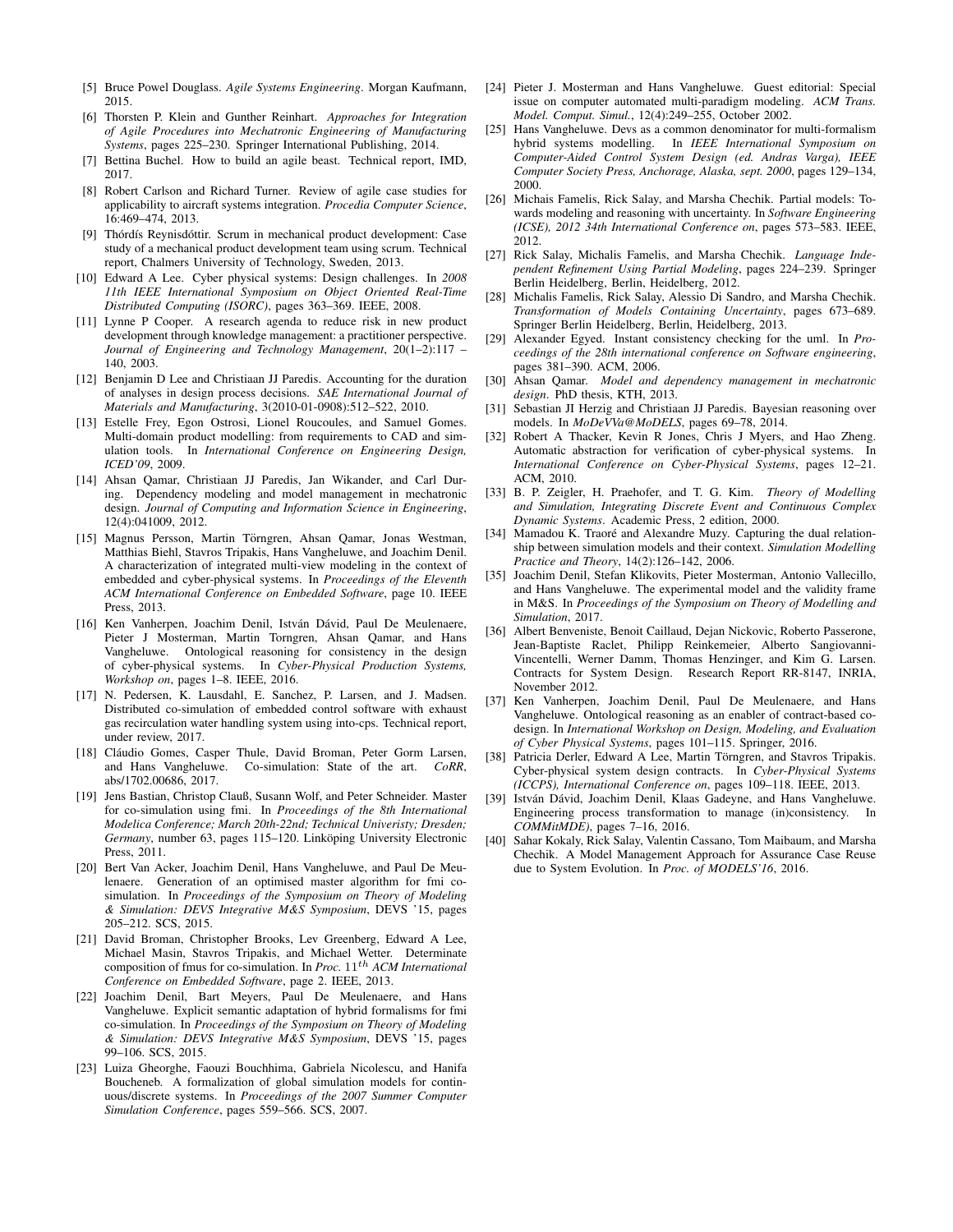[5] Bruce Powel Douglass. *Agile Systems Engineering*. Morgan Kaufmann, 2015.

[6] Thorsten P. Klein and Gunther Reinhart. *Approaches for Integration of Agile Procedures into Mechatronic Engineering of Manufacturing Systems*, pages 225–230. Springer International Publishing, 2014.

[7] Bettina Buchel. How to build an agile beast. Technical report, IMD, 2017.

[8] Robert Carlson and Richard Turner. Review of agile case studies for applicability to aircraft systems integration. *Procedia Computer Science*, 16:469–474, 2013.

[9] Thórdís Reynisdóttir. Scrum in mechanical product development: Case study of a mechanical product development team using scrum. Technical report, Chalmers University of Technology, Sweden, 2013.

[10] Edward A Lee. Cyber physical systems: Design challenges. In *2008 11th IEEE International Symposium on Object Oriented Real-Time Distributed Computing (ISORC)*, pages 363–369. IEEE, 2008.

[11] Lynne P Cooper. A research agenda to reduce risk in new product development through knowledge management: a practitioner perspective. *Journal of Engineering and Technology Management*, 20(1–2):117 – 140, 2003.

[12] Benjamin D Lee and Christiaan JJ Paredis. Accounting for the duration of analyses in design process decisions. *SAE International Journal of Materials and Manufacturing*, 3(2010-01-0908):512–522, 2010.

[13] Estelle Frey, Egon Ostrosi, Lionel Roucoules, and Samuel Gomes. Multi-domain product modelling: from requirements to CAD and simulation tools. In *International Conference on Engineering Design, ICED'09*, 2009.

[14] Ahsan Qamar, Christiaan JJ Paredis, Jan Wikander, and Carl During. Dependency modeling and model management in mechatronic design. *Journal of Computing and Information Science in Engineering*, 12(4):041009, 2012.

[15] Magnus Persson, Martin Törngren, Ahsan Qamar, Jonas Westman, Matthias Biehl, Stavros Tripakis, Hans Vangheluwe, and Joachim Denil. A characterization of integrated multi-view modeling in the context of embedded and cyber-physical systems. In *Proceedings of the Eleventh ACM International Conference on Embedded Software*, page 10. IEEE Press, 2013.

[16] Ken Vanherpen, Joachim Denil, István Dávid, Paul De Meulenaere, Pieter J Mosterman, Martin Torngren, Ahsan Qamar, and Hans Vangheluwe. Ontological reasoning for consistency in the design of cyber-physical systems. In *Cyber-Physical Production Systems, Workshop on*, pages 1–8. IEEE, 2016.

[17] N. Pedersen, K. Lausdahl, E. Sanchez, P. Larsen, and J. Madsen. Distributed co-simulation of embedded control software with exhaust gas recirculation water handling system using into-cps. Technical report, under review, 2017.

[18] Cláudio Gomes, Casper Thule, David Broman, Peter Gorm Larsen, and Hans Vangheluwe. Co-simulation: State of the art. *CoRR*, abs/1702.00686, 2017.

[19] Jens Bastian, Christop Clauß, Susann Wolf, and Peter Schneider. Master for co-simulation using fmi. In *Proceedings of the 8th International Modelica Conference; March 20th-22nd; Technical Univeristy; Dresden; Germany*, number 63, pages 115–120. Linköping University Electronic Press, 2011.

[20] Bert Van Acker, Joachim Denil, Hans Vangheluwe, and Paul De Meulenaere. Generation of an optimised master algorithm for fmi co-simulation. In *Proceedings of the Symposium on Theory of Modeling & Simulation: DEVS Integrative M&S Symposium*, DEVS '15, pages 205–212. SCS, 2015.

[21] David Broman, Christopher Brooks, Lev Greenberg, Edward A Lee, Michael Masin, Stavros Tripakis, and Michael Wetter. Determinate composition of fmus for co-simulation. In *Proc. $11^{th}$ ACM International Conference on Embedded Software*, page 2. IEEE, 2013.

[22] Joachim Denil, Bart Meyers, Paul De Meulenaere, and Hans Vangheluwe. Explicit semantic adaptation of hybrid formalisms for fmi co-simulation. In *Proceedings of the Symposium on Theory of Modeling & Simulation: DEVS Integrative M&S Symposium*, DEVS '15, pages 99–106. SCS, 2015.

[23] Luiza Gheorghe, Faouzi Bouchhima, Gabriela Nicolescu, and Hanifa Boucheneb. A formalization of global simulation models for continuous/discrete systems. In *Proceedings of the 2007 Summer Computer Simulation Conference*, pages 559–566. SCS, 2007.

[24] Pieter J. Mosterman and Hans Vangheluwe. Guest editorial: Special issue on computer automated multi-paradigm modeling. *ACM Trans. Model. Comput. Simul.*, 12(4):249–255, October 2002.

[25] Hans Vangheluwe. Devs as a common denominator for multi-formalism hybrid systems modelling. In *IEEE International Symposium on Computer-Aided Control System Design (ed. Andras Varga), IEEE Computer Society Press, Anchorage, Alaska, sept. 2000*, pages 129–134, 2000.

[26] Michais Famelis, Rick Salay, and Marsha Chechik. Partial models: Towards modeling and reasoning with uncertainty. In *Software Engineering (ICSE), 2012 34th International Conference on*, pages 573–583. IEEE, 2012.

[27] Rick Salay, Michalis Famelis, and Marsha Chechik. *Language Independent Refinement Using Partial Modeling*, pages 224–239. Springer Berlin Heidelberg, Berlin, Heidelberg, 2012.

[28] Michalis Famelis, Rick Salay, Alessio Di Sandro, and Marsha Chechik. *Transformation of Models Containing Uncertainty*, pages 673–689. Springer Berlin Heidelberg, Berlin, Heidelberg, 2013.

[29] Alexander Egyed. Instant consistency checking for the uml. In *Proceedings of the 28th international conference on Software engineering*, pages 381–390. ACM, 2006.

[30] Ahsan Qamar. *Model and dependency management in mechatronic design*. PhD thesis, KTH, 2013.

[31] Sebastian JI Herzig and Christiaan JJ Paredis. Bayesian reasoning over models. In *MoDeVVa@MoDELS*, pages 69–78, 2014.

[32] Robert A Thacker, Kevin R Jones, Chris J Myers, and Hao Zheng. Automatic abstraction for verification of cyber-physical systems. In *International Conference on Cyber-Physical Systems*, pages 12–21. ACM, 2010.

[33] B. P. Zeigler, H. Praehofer, and T. G. Kim. *Theory of Modelling and Simulation, Integrating Discrete Event and Continuous Complex Dynamic Systems*. Academic Press, 2 edition, 2000.

[34] Mamadou K. Traoré and Alexandre Muzy. Capturing the dual relationship between simulation models and their context. *Simulation Modelling Practice and Theory*, 14(2):126–142, 2006.

[35] Joachim Denil, Stefan Klikovits, Pieter Mosterman, Antonio Vallecillo, and Hans Vangheluwe. The experimental model and the validity frame in M&S. In *Proceedings of the Symposium on Theory of Modelling and Simulation*, 2017.

[36] Albert Benveniste, Benoit Caillaud, Dejan Nickovic, Roberto Passerone, Jean-Baptiste Raclet, Philipp Reinkemeier, Alberto Sangiovanni-Vincentelli, Werner Damm, Thomas Henzinger, and Kim G. Larsen. Contracts for System Design. Research Report RR-8147, INRIA, November 2012.

[37] Ken Vanherpen, Joachim Denil, Paul De Meulenaere, and Hans Vangheluwe. Ontological reasoning as an enabler of contract-based co-design. In *International Workshop on Design, Modeling, and Evaluation of Cyber Physical Systems*, pages 101–115. Springer, 2016.

[38] Patricia Derler, Edward A Lee, Martin Törngren, and Stavros Tripakis. Cyber-physical system design contracts. In *Cyber-Physical Systems (ICCPS), International Conference on*, pages 109–118. IEEE, 2013.

[39] István Dávid, Joachim Denil, Klaas Gadeyne, and Hans Vangheluwe. Engineering process transformation to manage (in)consistency. In *COMMitMDE)*, pages 7–16, 2016.

[40] Sahar Kokaly, Rick Salay, Valentin Cassano, Tom Maibaum, and Marsha Chechik. A Model Management Approach for Assurance Case Reuse due to System Evolution. In *Proc. of MODELS'16*, 2016.